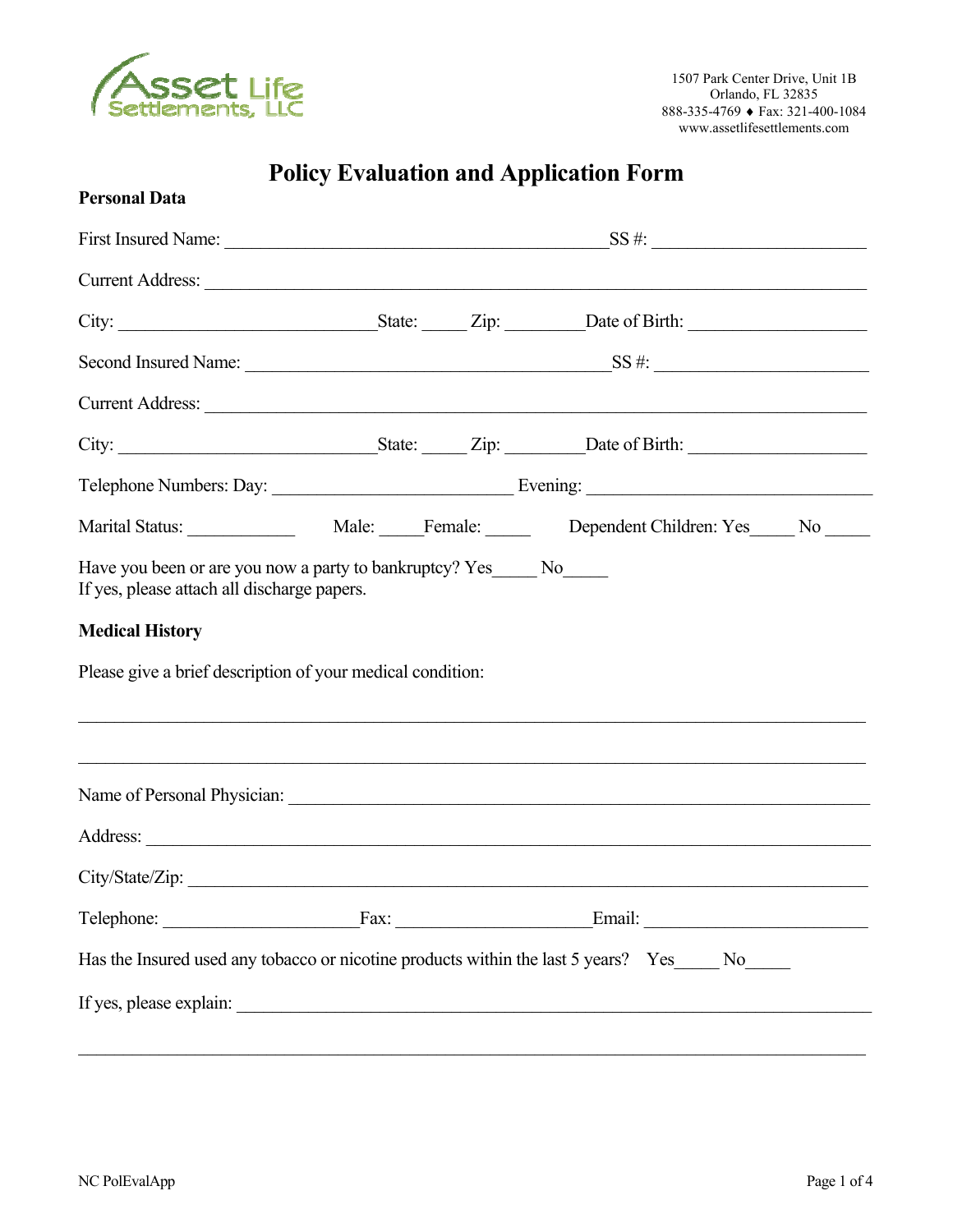Asset Life Settlements, LLC

1507 Park Center Drive, Unit 1B
Orlando, FL 32835
888-335-4769 ♦ Fax: 321-400-1084
www.assetlifesettlements.com

# Policy Evaluation and Application Form

**Personal Data**

First Insured Name: ___________________________________________ SS #: ______________________

Current Address: ___________________________________________________________________________

City: ____________________________ State: _____ Zip: ________ Date of Birth: ____________________

Second Insured Name: ________________________________________ SS #: ______________________

Current Address: ___________________________________________________________________________

City: ____________________________ State: _____ Zip: ________ Date of Birth: ____________________

Telephone Numbers: Day: __________________________ Evening: _______________________________

Marital Status: ____________ Male: _____ Female: _____ Dependent Children: Yes_____ No _____

Have you been or are you now a party to bankruptcy? Yes_____ No_____
If yes, please attach all discharge papers.

**Medical History**

Please give a brief description of your medical condition:

_____________________________________________________________________________________________

_____________________________________________________________________________________________

Name of Personal Physician: _______________________________________________________________

Address: ___________________________________________________________________________________

City/State/Zip: _____________________________________________________________________________

Telephone: _____________________ Fax: _____________________ Email: ________________________

Has the Insured used any tobacco or nicotine products within the last 5 years? Yes_____ No_____

If yes, please explain: _____________________________________________________________________

_____________________________________________________________________________________________

NC PolEvalApp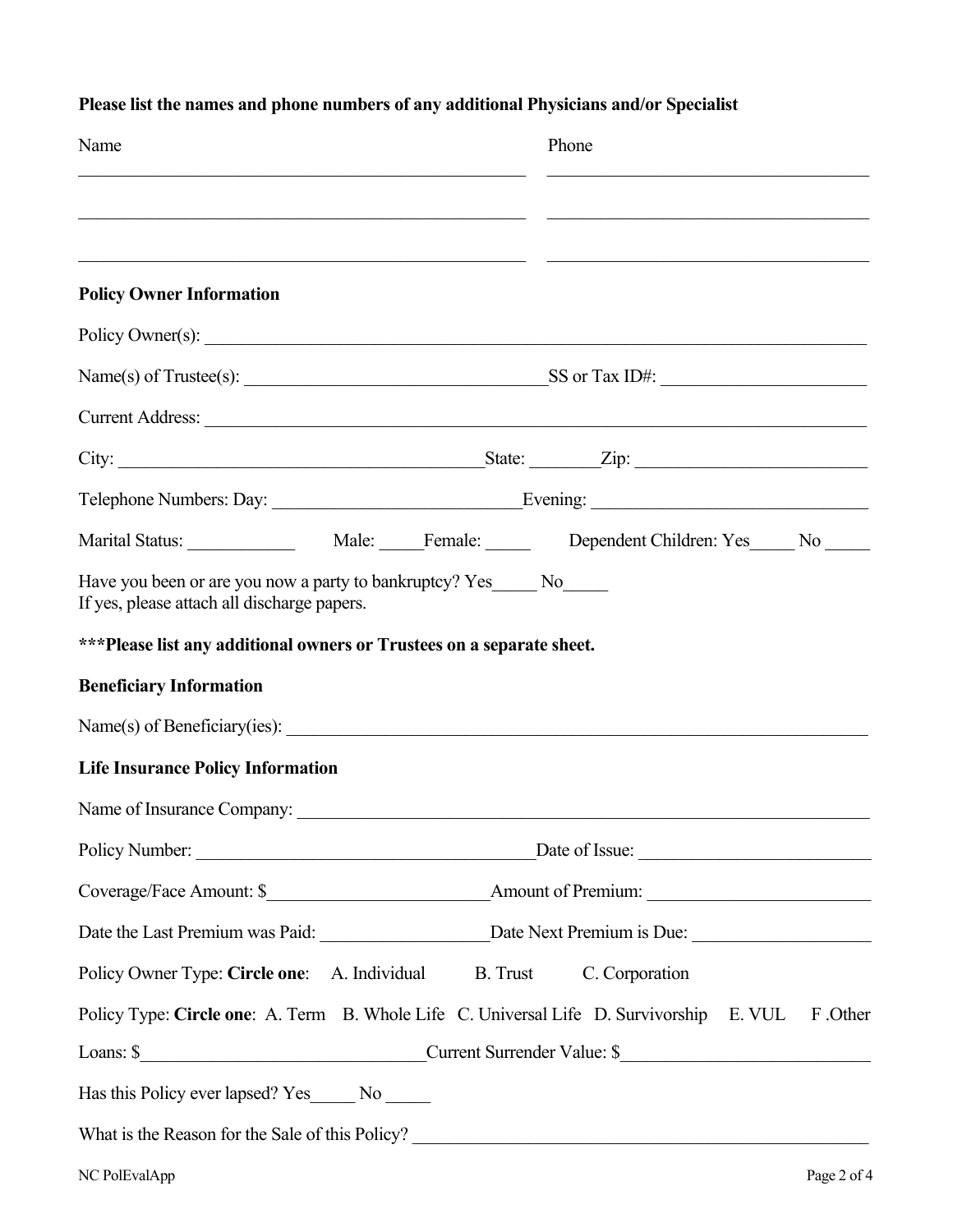**Please list the names and phone numbers of any additional Physicians and/or Specialist**

| Name | Phone |
| --- | --- |
| ______________________________ | ______________________________ |
| ______________________________ | ______________________________ |
| ______________________________ | ______________________________ |

**Policy Owner Information**

Policy Owner(s): ______________________________________________

Name(s) of Trustee(s): ______________________________ SS or Tax ID#: ____________________

Current Address: ______________________________________________

City: ______________________________ State: ________ Zip: ____________________

Telephone Numbers: Day: ______________________________ Evening: ______________________________

Marital Status: ____________ Male: _____ Female: _____ Dependent Children: Yes_____ No _____

Have you been or are you now a party to bankruptcy? Yes_____ No_____
If yes, please attach all discharge papers.

**\*\*\*Please list any additional owners or Trustees on a separate sheet.**

**Beneficiary Information**

Name(s) of Beneficiary(ies): ______________________________________________

**Life Insurance Policy Information**

Name of Insurance Company: ______________________________________________

Policy Number: ______________________________ Date of Issue: ____________________

Coverage/Face Amount: $____________________ Amount of Premium: ____________________

Date the Last Premium was Paid: ____________________ Date Next Premium is Due: ____________________

Policy Owner Type: **Circle one**: A. Individual B. Trust C. Corporation

Policy Type: **Circle one**: A. Term B. Whole Life C. Universal Life D. Survivorship E. VUL F .Other

Loans: $______________________________ Current Surrender Value: $______________________________

Has this Policy ever lapsed? Yes_____ No _____

What is the Reason for the Sale of this Policy? ______________________________________________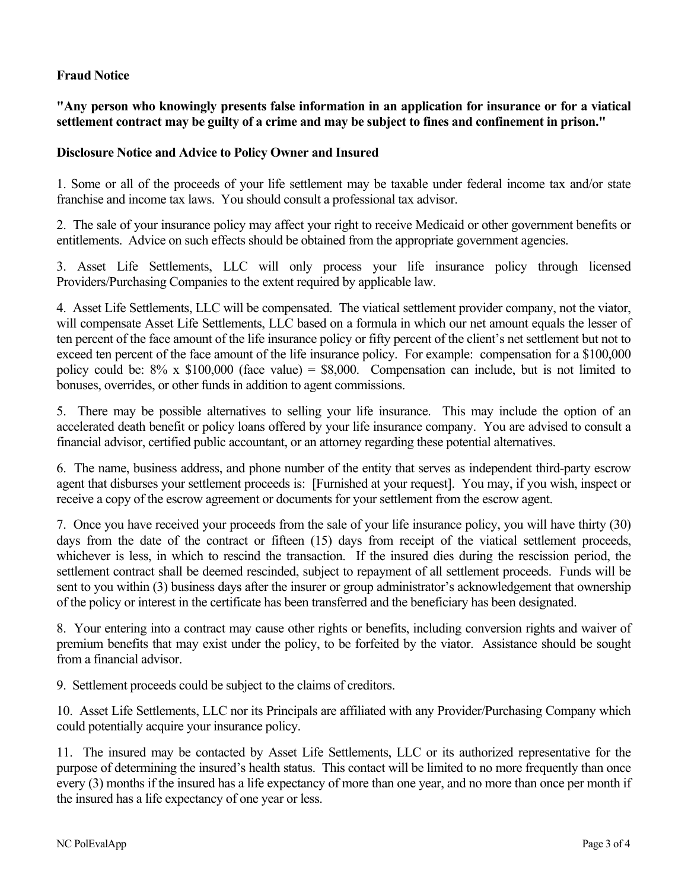**Fraud Notice**

**"Any person who knowingly presents false information in an application for insurance or for a viatical settlement contract may be guilty of a crime and may be subject to fines and confinement in prison."**

**Disclosure Notice and Advice to Policy Owner and Insured**

1. Some or all of the proceeds of your life settlement may be taxable under federal income tax and/or state franchise and income tax laws. You should consult a professional tax advisor.

2. The sale of your insurance policy may affect your right to receive Medicaid or other government benefits or entitlements. Advice on such effects should be obtained from the appropriate government agencies.

3. Asset Life Settlements, LLC will only process your life insurance policy through licensed Providers/Purchasing Companies to the extent required by applicable law.

4. Asset Life Settlements, LLC will be compensated. The viatical settlement provider company, not the viator, will compensate Asset Life Settlements, LLC based on a formula in which our net amount equals the lesser of ten percent of the face amount of the life insurance policy or fifty percent of the client's net settlement but not to exceed ten percent of the face amount of the life insurance policy. For example: compensation for a $100,000 policy could be: 8% x $100,000 (face value) = $8,000. Compensation can include, but is not limited to bonuses, overrides, or other funds in addition to agent commissions.

5. There may be possible alternatives to selling your life insurance. This may include the option of an accelerated death benefit or policy loans offered by your life insurance company. You are advised to consult a financial advisor, certified public accountant, or an attorney regarding these potential alternatives.

6. The name, business address, and phone number of the entity that serves as independent third-party escrow agent that disburses your settlement proceeds is: [Furnished at your request]. You may, if you wish, inspect or receive a copy of the escrow agreement or documents for your settlement from the escrow agent.

7. Once you have received your proceeds from the sale of your life insurance policy, you will have thirty (30) days from the date of the contract or fifteen (15) days from receipt of the viatical settlement proceeds, whichever is less, in which to rescind the transaction. If the insured dies during the rescission period, the settlement contract shall be deemed rescinded, subject to repayment of all settlement proceeds. Funds will be sent to you within (3) business days after the insurer or group administrator's acknowledgement that ownership of the policy or interest in the certificate has been transferred and the beneficiary has been designated.

8. Your entering into a contract may cause other rights or benefits, including conversion rights and waiver of premium benefits that may exist under the policy, to be forfeited by the viator. Assistance should be sought from a financial advisor.

9. Settlement proceeds could be subject to the claims of creditors.

10. Asset Life Settlements, LLC nor its Principals are affiliated with any Provider/Purchasing Company which could potentially acquire your insurance policy.

11. The insured may be contacted by Asset Life Settlements, LLC or its authorized representative for the purpose of determining the insured's health status. This contact will be limited to no more frequently than once every (3) months if the insured has a life expectancy of more than one year, and no more than once per month if the insured has a life expectancy of one year or less.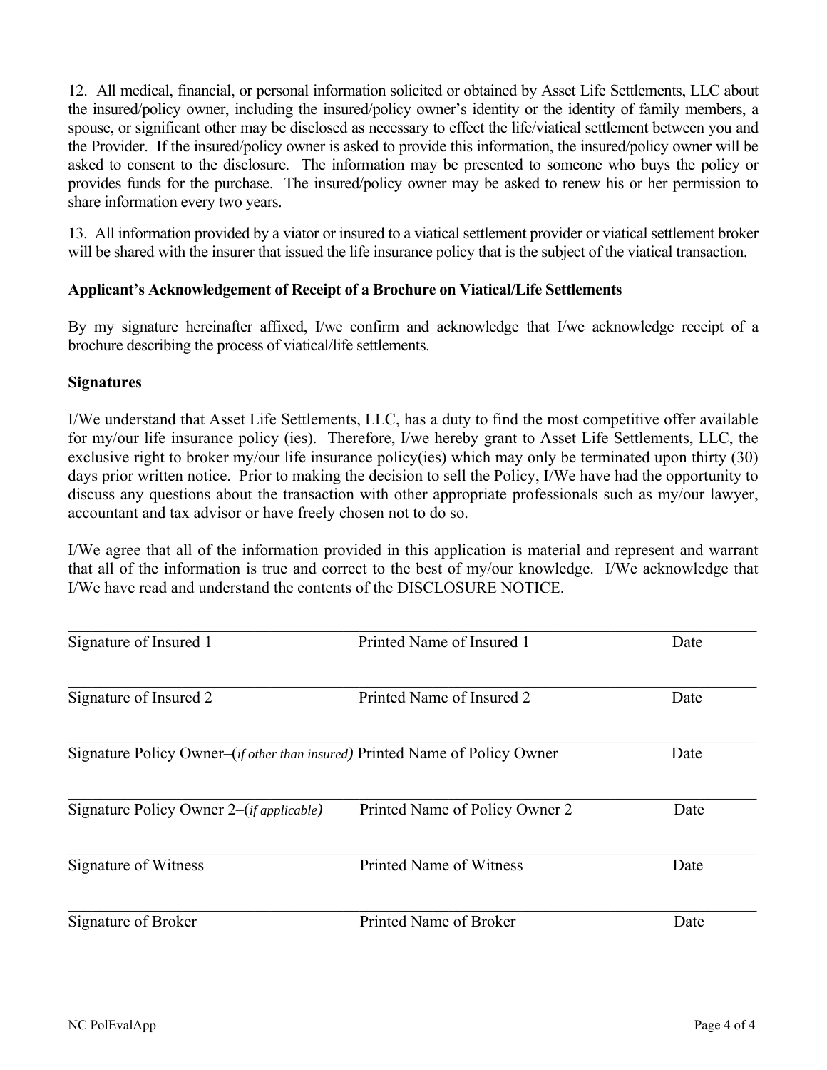12. All medical, financial, or personal information solicited or obtained by Asset Life Settlements, LLC about the insured/policy owner, including the insured/policy owner's identity or the identity of family members, a spouse, or significant other may be disclosed as necessary to effect the life/viatical settlement between you and the Provider. If the insured/policy owner is asked to provide this information, the insured/policy owner will be asked to consent to the disclosure. The information may be presented to someone who buys the policy or provides funds for the purchase. The insured/policy owner may be asked to renew his or her permission to share information every two years.

13. All information provided by a viator or insured to a viatical settlement provider or viatical settlement broker will be shared with the insurer that issued the life insurance policy that is the subject of the viatical transaction.

**Applicant's Acknowledgement of Receipt of a Brochure on Viatical/Life Settlements**

By my signature hereinafter affixed, I/we confirm and acknowledge that I/we acknowledge receipt of a brochure describing the process of viatical/life settlements.

**Signatures**

I/We understand that Asset Life Settlements, LLC, has a duty to find the most competitive offer available for my/our life insurance policy (ies). Therefore, I/we hereby grant to Asset Life Settlements, LLC, the exclusive right to broker my/our life insurance policy(ies) which may only be terminated upon thirty (30) days prior written notice. Prior to making the decision to sell the Policy, I/We have had the opportunity to discuss any questions about the transaction with other appropriate professionals such as my/our lawyer, accountant and tax advisor or have freely chosen not to do so.

I/We agree that all of the information provided in this application is material and represent and warrant that all of the information is true and correct to the best of my/our knowledge. I/We acknowledge that I/We have read and understand the contents of the DISCLOSURE NOTICE.

| | | |
|---|---|---|
| Signature of Insured 1 | Printed Name of Insured 1 | Date |
| Signature of Insured 2 | Printed Name of Insured 2 | Date |
| Signature Policy Owner–(*if other than insured*) | Printed Name of Policy Owner | Date |
| Signature Policy Owner 2–(*if applicable*) | Printed Name of Policy Owner 2 | Date |
| Signature of Witness | Printed Name of Witness | Date |
| Signature of Broker | Printed Name of Broker | Date |

NC PolEvalApp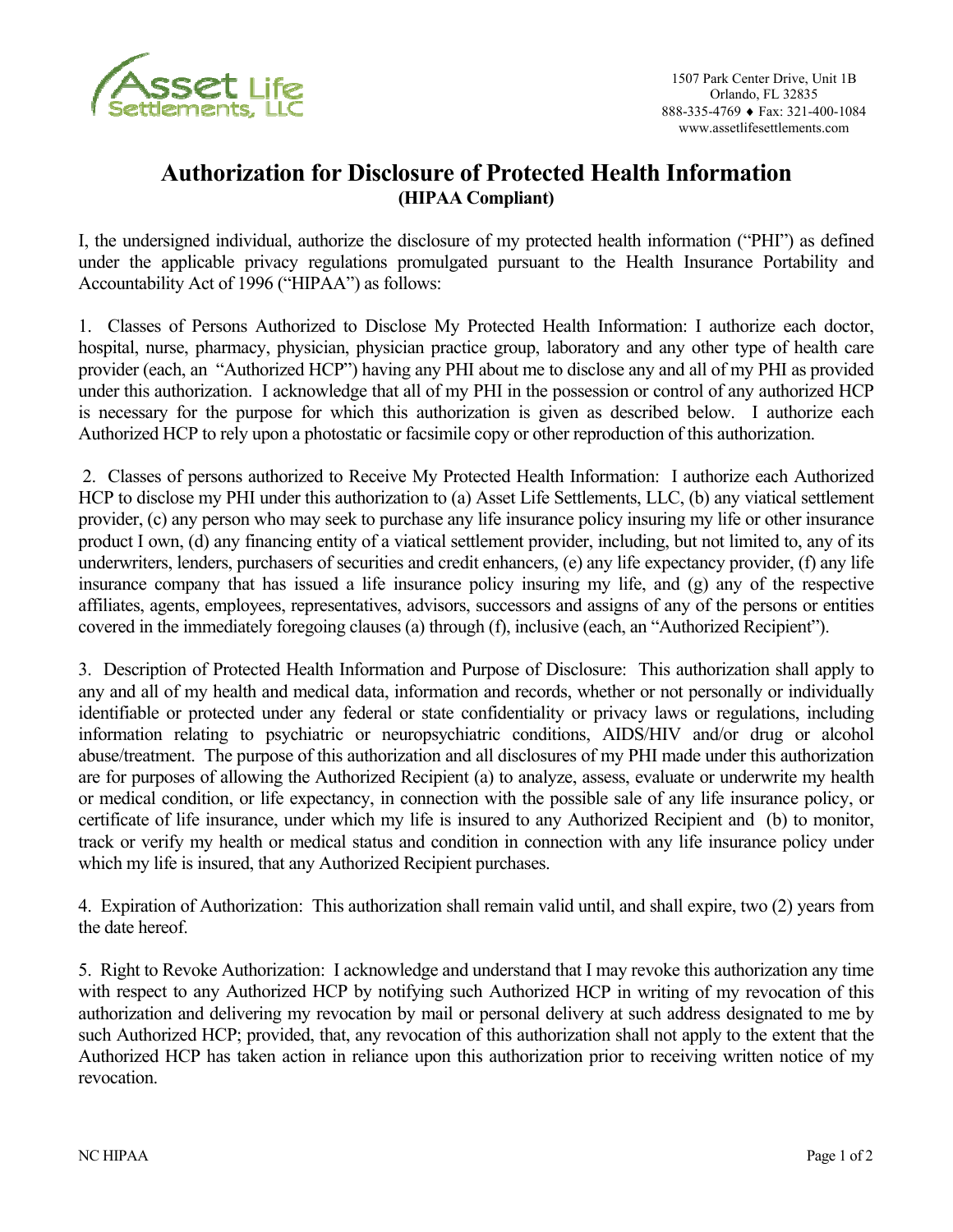Asset Life Settlements, LLC

1507 Park Center Drive, Unit 1B
Orlando, FL 32835
888-335-4769 ♦ Fax: 321-400-1084
www.assetlifesettlements.com

# Authorization for Disclosure of Protected Health Information

**(HIPAA Compliant)**

I, the undersigned individual, authorize the disclosure of my protected health information ("PHI") as defined under the applicable privacy regulations promulgated pursuant to the Health Insurance Portability and Accountability Act of 1996 ("HIPAA") as follows:

1. Classes of Persons Authorized to Disclose My Protected Health Information: I authorize each doctor, hospital, nurse, pharmacy, physician, physician practice group, laboratory and any other type of health care provider (each, an "Authorized HCP") having any PHI about me to disclose any and all of my PHI as provided under this authorization. I acknowledge that all of my PHI in the possession or control of any authorized HCP is necessary for the purpose for which this authorization is given as described below. I authorize each Authorized HCP to rely upon a photostatic or facsimile copy or other reproduction of this authorization.

2. Classes of persons authorized to Receive My Protected Health Information: I authorize each Authorized HCP to disclose my PHI under this authorization to (a) Asset Life Settlements, LLC, (b) any viatical settlement provider, (c) any person who may seek to purchase any life insurance policy insuring my life or other insurance product I own, (d) any financing entity of a viatical settlement provider, including, but not limited to, any of its underwriters, lenders, purchasers of securities and credit enhancers, (e) any life expectancy provider, (f) any life insurance company that has issued a life insurance policy insuring my life, and (g) any of the respective affiliates, agents, employees, representatives, advisors, successors and assigns of any of the persons or entities covered in the immediately foregoing clauses (a) through (f), inclusive (each, an "Authorized Recipient").

3. Description of Protected Health Information and Purpose of Disclosure: This authorization shall apply to any and all of my health and medical data, information and records, whether or not personally or individually identifiable or protected under any federal or state confidentiality or privacy laws or regulations, including information relating to psychiatric or neuropsychiatric conditions, AIDS/HIV and/or drug or alcohol abuse/treatment. The purpose of this authorization and all disclosures of my PHI made under this authorization are for purposes of allowing the Authorized Recipient (a) to analyze, assess, evaluate or underwrite my health or medical condition, or life expectancy, in connection with the possible sale of any life insurance policy, or certificate of life insurance, under which my life is insured to any Authorized Recipient and (b) to monitor, track or verify my health or medical status and condition in connection with any life insurance policy under which my life is insured, that any Authorized Recipient purchases.

4. Expiration of Authorization: This authorization shall remain valid until, and shall expire, two (2) years from the date hereof.

5. Right to Revoke Authorization: I acknowledge and understand that I may revoke this authorization any time with respect to any Authorized HCP by notifying such Authorized HCP in writing of my revocation of this authorization and delivering my revocation by mail or personal delivery at such address designated to me by such Authorized HCP; provided, that, any revocation of this authorization shall not apply to the extent that the Authorized HCP has taken action in reliance upon this authorization prior to receiving written notice of my revocation.

NC HIPAA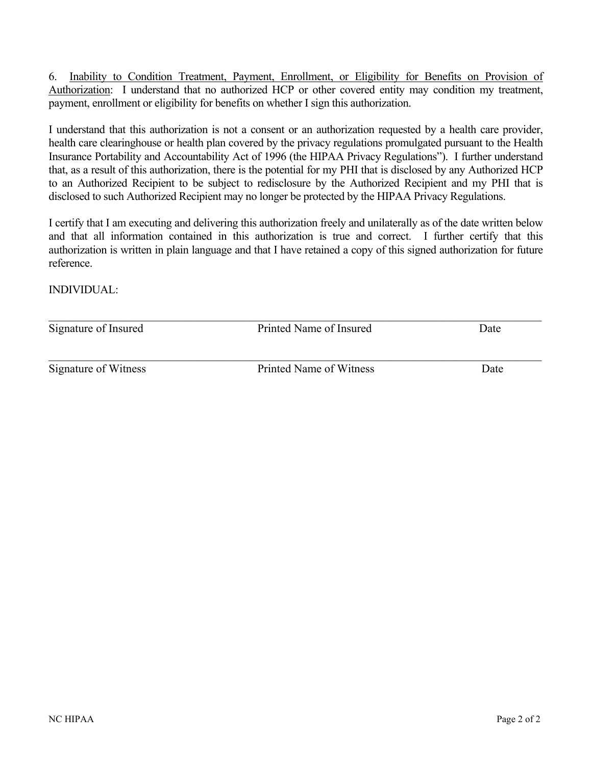6. Inability to Condition Treatment, Payment, Enrollment, or Eligibility for Benefits on Provision of Authorization: I understand that no authorized HCP or other covered entity may condition my treatment, payment, enrollment or eligibility for benefits on whether I sign this authorization.

I understand that this authorization is not a consent or an authorization requested by a health care provider, health care clearinghouse or health plan covered by the privacy regulations promulgated pursuant to the Health Insurance Portability and Accountability Act of 1996 (the HIPAA Privacy Regulations"). I further understand that, as a result of this authorization, there is the potential for my PHI that is disclosed by any Authorized HCP to an Authorized Recipient to be subject to redisclosure by the Authorized Recipient and my PHI that is disclosed to such Authorized Recipient may no longer be protected by the HIPAA Privacy Regulations.

I certify that I am executing and delivering this authorization freely and unilaterally as of the date written below and that all information contained in this authorization is true and correct. I further certify that this authorization is written in plain language and that I have retained a copy of this signed authorization for future reference.

INDIVIDUAL:

______________________________________________________________________________

Signature of Insured                    Printed Name of Insured                    Date

______________________________________________________________________________

Signature of Witness                    Printed Name of Witness                    Date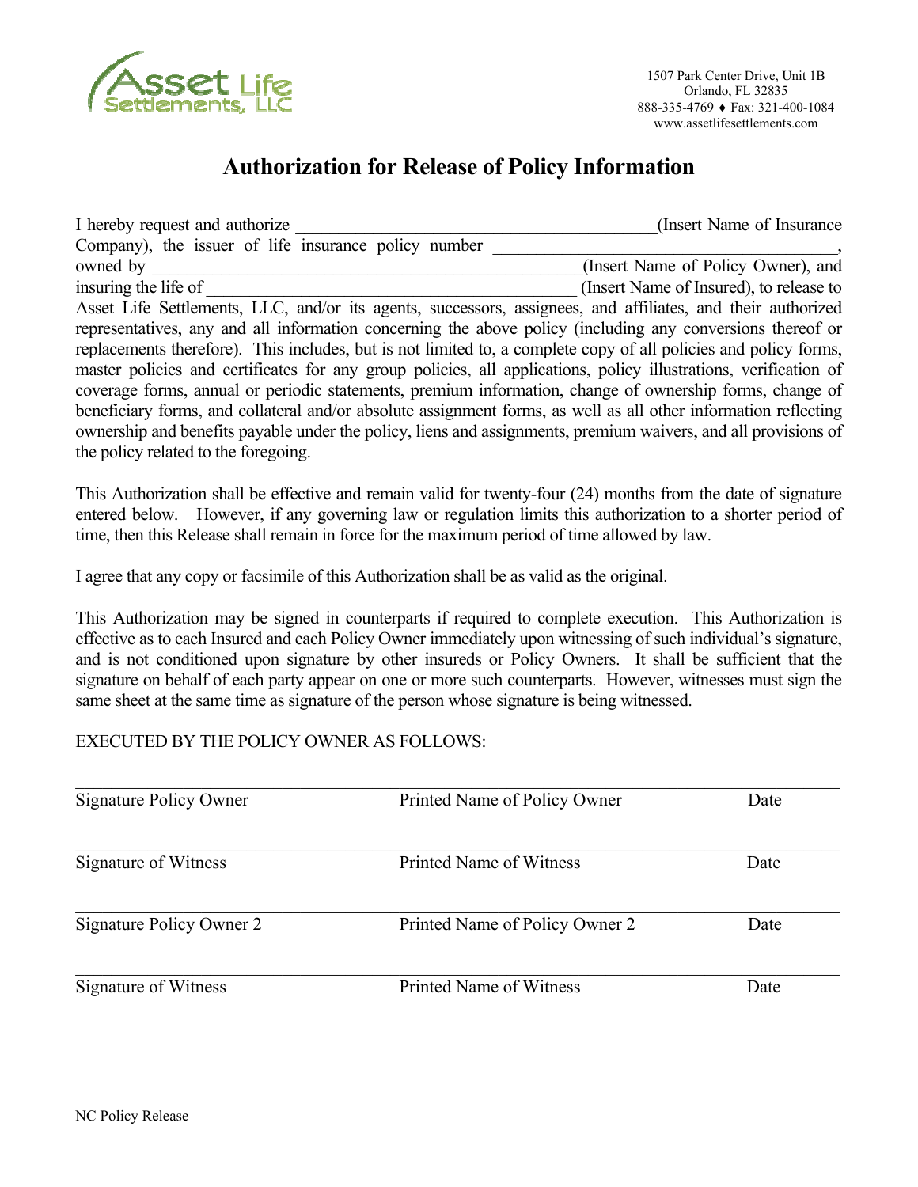Asset Life Settlements, LLC

1507 Park Center Drive, Unit 1B
Orlando, FL 32835
888-335-4769 ♦ Fax: 321-400-1084
www.assetlifesettlements.com

# Authorization for Release of Policy Information

I hereby request and authorize \_\_\_\_\_\_\_\_\_\_\_\_\_\_\_\_\_\_\_\_\_\_\_\_\_\_\_\_\_\_\_\_\_\_\_\_\_\_\_\_(Insert Name of Insurance Company), the issuer of life insurance policy number \_\_\_\_\_\_\_\_\_\_\_\_\_\_\_\_\_\_\_\_\_\_\_\_\_\_\_\_\_\_\_\_\_\_\_\_\_, owned by \_\_\_\_\_\_\_\_\_\_\_\_\_\_\_\_\_\_\_\_\_\_\_\_\_\_\_\_\_\_\_\_\_\_\_\_\_\_\_\_\_\_\_\_\_\_\_(Insert Name of Policy Owner), and insuring the life of \_\_\_\_\_\_\_\_\_\_\_\_\_\_\_\_\_\_\_\_\_\_\_\_\_\_\_\_\_\_\_\_\_\_\_\_\_\_\_\_\_\_ (Insert Name of Insured), to release to Asset Life Settlements, LLC, and/or its agents, successors, assignees, and affiliates, and their authorized representatives, any and all information concerning the above policy (including any conversions thereof or replacements therefore). This includes, but is not limited to, a complete copy of all policies and policy forms, master policies and certificates for any group policies, all applications, policy illustrations, verification of coverage forms, annual or periodic statements, premium information, change of ownership forms, change of beneficiary forms, and collateral and/or absolute assignment forms, as well as all other information reflecting ownership and benefits payable under the policy, liens and assignments, premium waivers, and all provisions of the policy related to the foregoing.

This Authorization shall be effective and remain valid for twenty-four (24) months from the date of signature entered below. However, if any governing law or regulation limits this authorization to a shorter period of time, then this Release shall remain in force for the maximum period of time allowed by law.

I agree that any copy or facsimile of this Authorization shall be as valid as the original.

This Authorization may be signed in counterparts if required to complete execution. This Authorization is effective as to each Insured and each Policy Owner immediately upon witnessing of such individual's signature, and is not conditioned upon signature by other insureds or Policy Owners. It shall be sufficient that the signature on behalf of each party appear on one or more such counterparts. However, witnesses must sign the same sheet at the same time as signature of the person whose signature is being witnessed.

EXECUTED BY THE POLICY OWNER AS FOLLOWS:

| | | |
|---|---|---|
| Signature Policy Owner | Printed Name of Policy Owner | Date |
| Signature of Witness | Printed Name of Witness | Date |
| Signature Policy Owner 2 | Printed Name of Policy Owner 2 | Date |
| Signature of Witness | Printed Name of Witness | Date |

NC Policy Release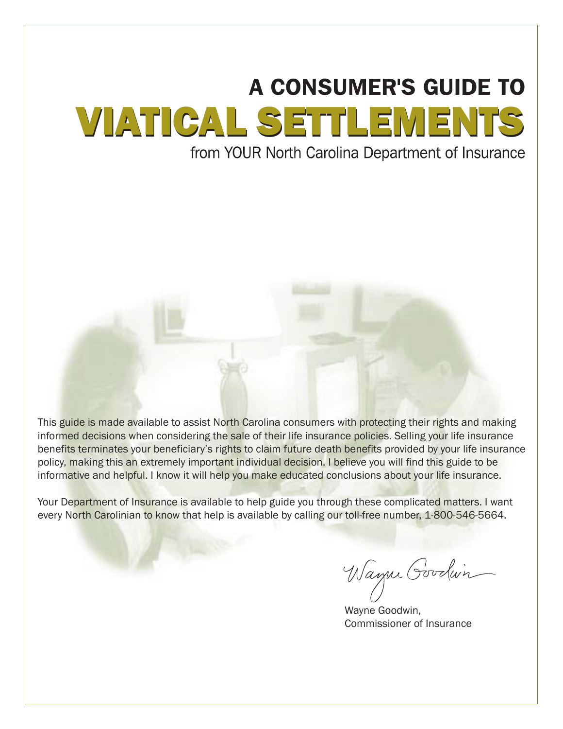# A CONSUMER'S GUIDE TO VIATICAL SETTLEMENTS

from YOUR North Carolina Department of Insurance

This guide is made available to assist North Carolina consumers with protecting their rights and making informed decisions when considering the sale of their life insurance policies. Selling your life insurance benefits terminates your beneficiary's rights to claim future death benefits provided by your life insurance policy, making this an extremely important individual decision. I believe you will find this guide to be informative and helpful. I know it will help you make educated conclusions about your life insurance.

Your Department of Insurance is available to help guide you through these complicated matters. I want every North Carolinian to know that help is available by calling our toll-free number, 1-800-546-5664.

Wayne Goodwin

Wayne Goodwin,
Commissioner of Insurance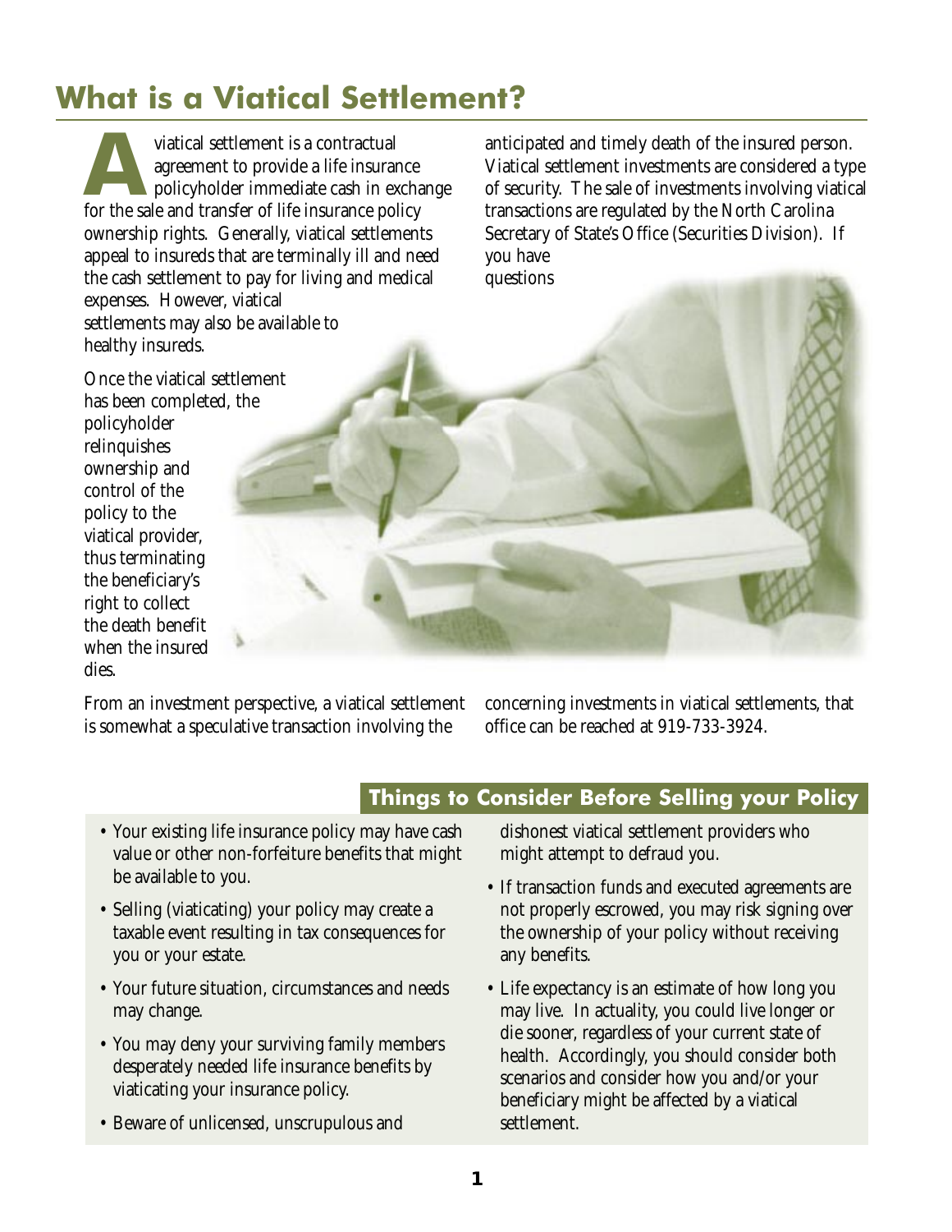# What is a Viatical Settlement?

A viatical settlement is a contractual agreement to provide a life insurance policyholder immediate cash in exchange for the sale and transfer of life insurance policy ownership rights. Generally, viatical settlements appeal to insureds that are terminally ill and need the cash settlement to pay for living and medical expenses. However, viatical settlements may also be available to healthy insureds.

Once the viatical settlement has been completed, the policyholder relinquishes ownership and control of the policy to the viatical provider, thus terminating the beneficiary's right to collect the death benefit when the insured dies.

From an investment perspective, a viatical settlement is somewhat a speculative transaction involving the anticipated and timely death of the insured person. Viatical settlement investments are considered a type of security. The sale of investments involving viatical transactions are regulated by the North Carolina Secretary of State's Office (Securities Division). If you have questions concerning investments in viatical settlements, that office can be reached at 919-733-3924.

## Things to Consider Before Selling your Policy

- Your existing life insurance policy may have cash value or other non-forfeiture benefits that might be available to you.
- Selling (viaticating) your policy may create a taxable event resulting in tax consequences for you or your estate.
- Your future situation, circumstances and needs may change.
- You may deny your surviving family members desperately needed life insurance benefits by viaticating your insurance policy.
- Beware of unlicensed, unscrupulous and dishonest viatical settlement providers who might attempt to defraud you.
- If transaction funds and executed agreements are not properly escrowed, you may risk signing over the ownership of your policy without receiving any benefits.
- Life expectancy is an estimate of how long you may live. In actuality, you could live longer or die sooner, regardless of your current state of health. Accordingly, you should consider both scenarios and consider how you and/or your beneficiary might be affected by a viatical settlement.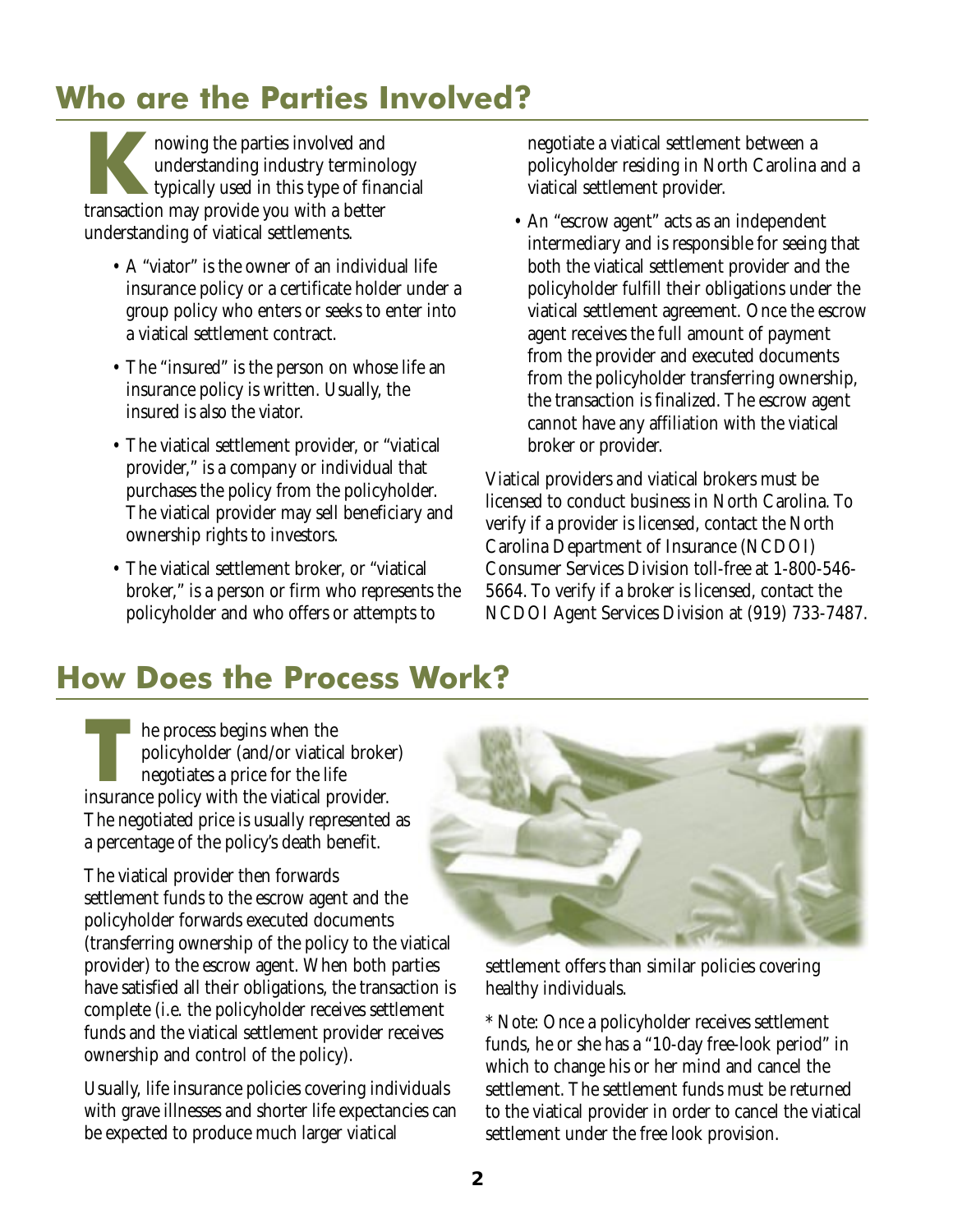## Who are the Parties Involved?

Knowing the parties involved and understanding industry terminology typically used in this type of financial transaction may provide you with a better understanding of viatical settlements.

- A "viator" is the owner of an individual life insurance policy or a certificate holder under a group policy who enters or seeks to enter into a viatical settlement contract.
- The "insured" is the person on whose life an insurance policy is written. Usually, the insured is also the viator.
- The viatical settlement provider, or "viatical provider," is a company or individual that purchases the policy from the policyholder. The viatical provider may sell beneficiary and ownership rights to investors.
- The viatical settlement broker, or "viatical broker," is a person or firm who represents the policyholder and who offers or attempts to negotiate a viatical settlement between a policyholder residing in North Carolina and a viatical settlement provider.
- An "escrow agent" acts as an independent intermediary and is responsible for seeing that both the viatical settlement provider and the policyholder fulfill their obligations under the viatical settlement agreement. Once the escrow agent receives the full amount of payment from the provider and executed documents from the policyholder transferring ownership, the transaction is finalized. The escrow agent cannot have any affiliation with the viatical broker or provider.

Viatical providers and viatical brokers must be licensed to conduct business in North Carolina. To verify if a provider is licensed, contact the North Carolina Department of Insurance (NCDOI) Consumer Services Division toll-free at 1-800-546-5664. To verify if a broker is licensed, contact the NCDOI Agent Services Division at (919) 733-7487.

## How Does the Process Work?

The process begins when the policyholder (and/or viatical broker) negotiates a price for the life insurance policy with the viatical provider. The negotiated price is usually represented as a percentage of the policy's death benefit.

The viatical provider then forwards settlement funds to the escrow agent and the policyholder forwards executed documents (transferring ownership of the policy to the viatical provider) to the escrow agent. When both parties have satisfied all their obligations, the transaction is complete (i.e. the policyholder receives settlement funds and the viatical settlement provider receives ownership and control of the policy).

Usually, life insurance policies covering individuals with grave illnesses and shorter life expectancies can be expected to produce much larger viatical settlement offers than similar policies covering healthy individuals.

\* Note: Once a policyholder receives settlement funds, he or she has a "10-day free-look period" in which to change his or her mind and cancel the settlement. The settlement funds must be returned to the viatical provider in order to cancel the viatical settlement under the free look provision.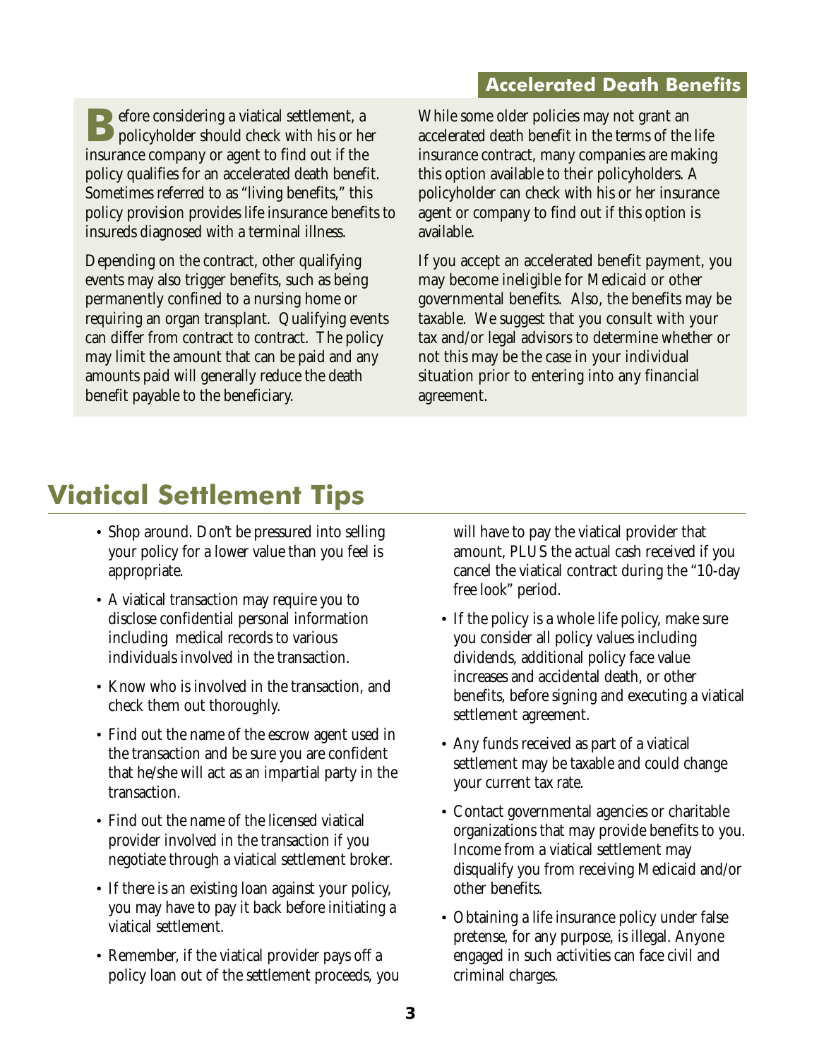## Accelerated Death Benefits

Before considering a viatical settlement, a policyholder should check with his or her insurance company or agent to find out if the policy qualifies for an accelerated death benefit. Sometimes referred to as "living benefits," this policy provision provides life insurance benefits to insureds diagnosed with a terminal illness.

Depending on the contract, other qualifying events may also trigger benefits, such as being permanently confined to a nursing home or requiring an organ transplant. Qualifying events can differ from contract to contract. The policy may limit the amount that can be paid and any amounts paid will generally reduce the death benefit payable to the beneficiary.

While some older policies may not grant an accelerated death benefit in the terms of the life insurance contract, many companies are making this option available to their policyholders. A policyholder can check with his or her insurance agent or company to find out if this option is available.

If you accept an accelerated benefit payment, you may become ineligible for Medicaid or other governmental benefits. Also, the benefits may be taxable. We suggest that you consult with your tax and/or legal advisors to determine whether or not this may be the case in your individual situation prior to entering into any financial agreement.

# Viatical Settlement Tips

- Shop around. Don't be pressured into selling your policy for a lower value than you feel is appropriate.
- A viatical transaction may require you to disclose confidential personal information including medical records to various individuals involved in the transaction.
- Know who is involved in the transaction, and check them out thoroughly.
- Find out the name of the escrow agent used in the transaction and be sure you are confident that he/she will act as an impartial party in the transaction.
- Find out the name of the licensed viatical provider involved in the transaction if you negotiate through a viatical settlement broker.
- If there is an existing loan against your policy, you may have to pay it back before initiating a viatical settlement.
- Remember, if the viatical provider pays off a policy loan out of the settlement proceeds, you will have to pay the viatical provider that amount, PLUS the actual cash received if you cancel the viatical contract during the "10-day free look" period.
- If the policy is a whole life policy, make sure you consider all policy values including dividends, additional policy face value increases and accidental death, or other benefits, before signing and executing a viatical settlement agreement.
- Any funds received as part of a viatical settlement may be taxable and could change your current tax rate.
- Contact governmental agencies or charitable organizations that may provide benefits to you. Income from a viatical settlement may disqualify you from receiving Medicaid and/or other benefits.
- Obtaining a life insurance policy under false pretense, for any purpose, is illegal. Anyone engaged in such activities can face civil and criminal charges.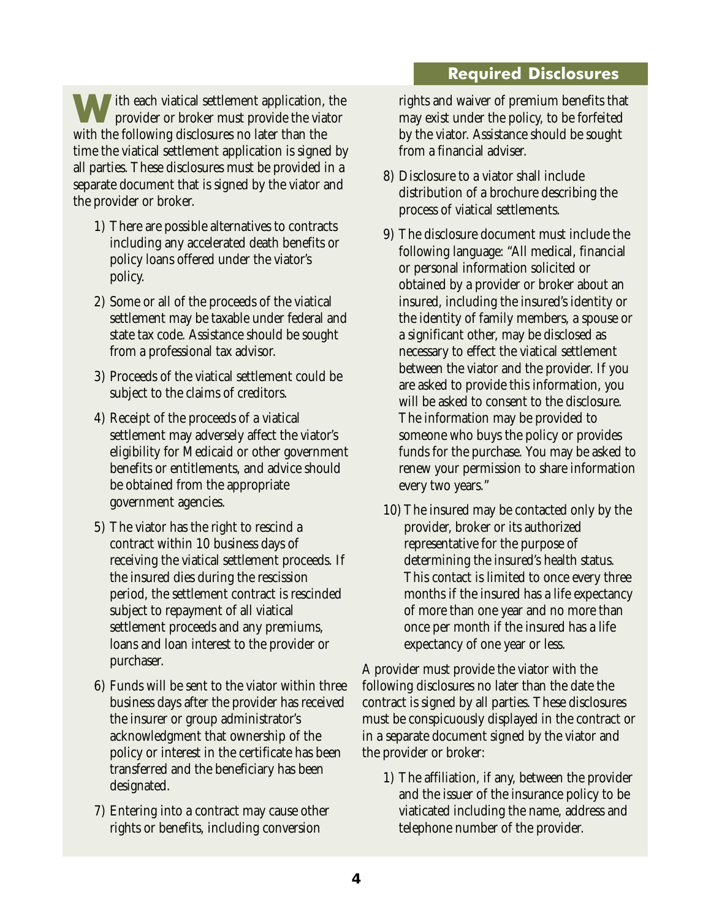## Required Disclosures

With each viatical settlement application, the provider or broker must provide the viator with the following disclosures no later than the time the viatical settlement application is signed by all parties. These disclosures must be provided in a separate document that is signed by the viator and the provider or broker.

1) There are possible alternatives to contracts including any accelerated death benefits or policy loans offered under the viator's policy.
2) Some or all of the proceeds of the viatical settlement may be taxable under federal and state tax code. Assistance should be sought from a professional tax advisor.
3) Proceeds of the viatical settlement could be subject to the claims of creditors.
4) Receipt of the proceeds of a viatical settlement may adversely affect the viator's eligibility for Medicaid or other government benefits or entitlements, and advice should be obtained from the appropriate government agencies.
5) The viator has the right to rescind a contract within 10 business days of receiving the viatical settlement proceeds. If the insured dies during the rescission period, the settlement contract is rescinded subject to repayment of all viatical settlement proceeds and any premiums, loans and loan interest to the provider or purchaser.
6) Funds will be sent to the viator within three business days after the provider has received the insurer or group administrator's acknowledgment that ownership of the policy or interest in the certificate has been transferred and the beneficiary has been designated.
7) Entering into a contract may cause other rights or benefits, including conversion rights and waiver of premium benefits that may exist under the policy, to be forfeited by the viator. Assistance should be sought from a financial adviser.
8) Disclosure to a viator shall include distribution of a brochure describing the process of viatical settlements.
9) The disclosure document must include the following language: "All medical, financial or personal information solicited or obtained by a provider or broker about an insured, including the insured's identity or the identity of family members, a spouse or a significant other, may be disclosed as necessary to effect the viatical settlement between the viator and the provider. If you are asked to provide this information, you will be asked to consent to the disclosure. The information may be provided to someone who buys the policy or provides funds for the purchase. You may be asked to renew your permission to share information every two years."
10) The insured may be contacted only by the provider, broker or its authorized representative for the purpose of determining the insured's health status. This contact is limited to once every three months if the insured has a life expectancy of more than one year and no more than once per month if the insured has a life expectancy of one year or less.

A provider must provide the viator with the following disclosures no later than the date the contract is signed by all parties. These disclosures must be conspicuously displayed in the contract or in a separate document signed by the viator and the provider or broker:

1) The affiliation, if any, between the provider and the issuer of the insurance policy to be viaticated including the name, address and telephone number of the provider.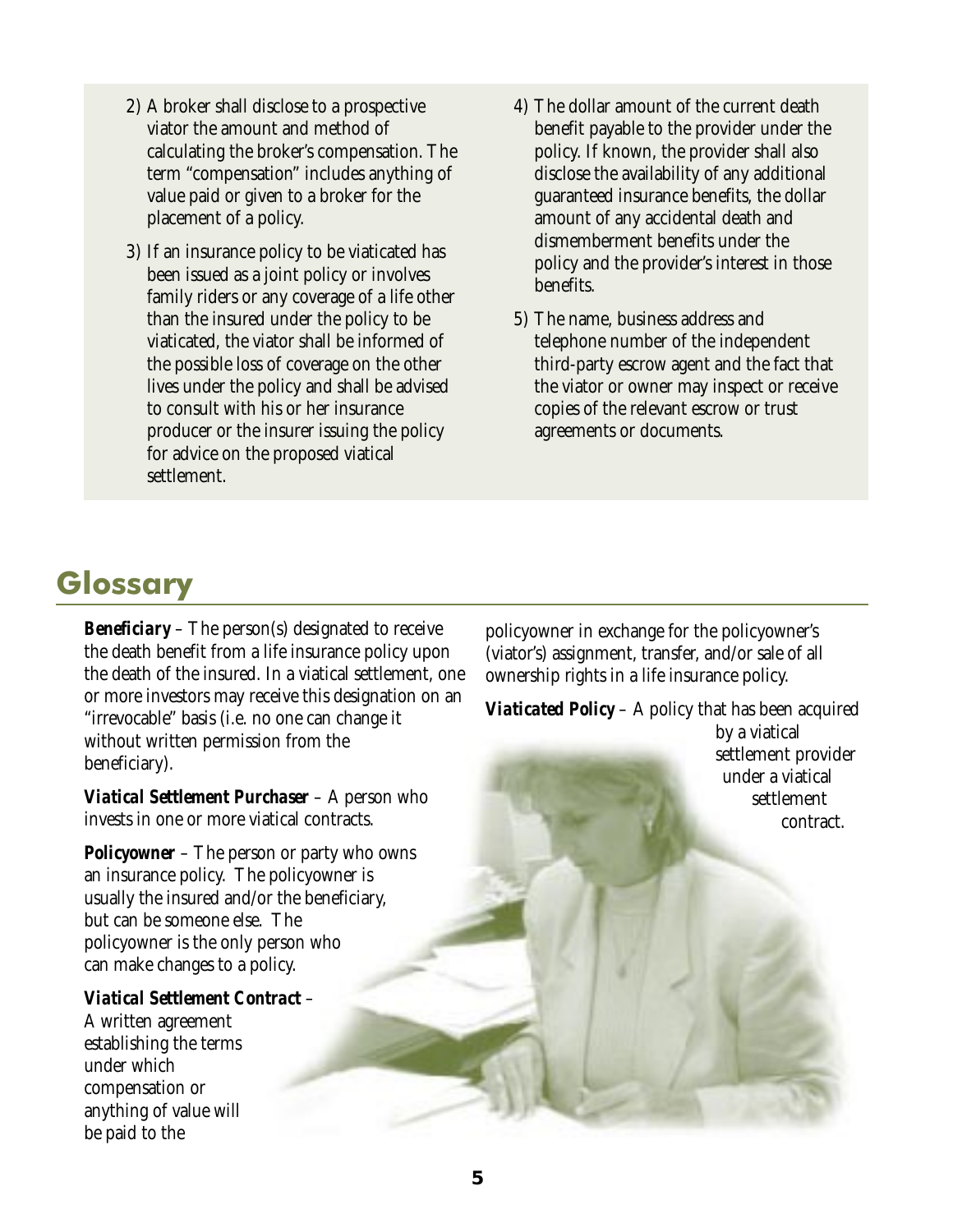2) A broker shall disclose to a prospective viator the amount and method of calculating the broker's compensation. The term "compensation" includes anything of value paid or given to a broker for the placement of a policy.

3) If an insurance policy to be viaticated has been issued as a joint policy or involves family riders or any coverage of a life other than the insured under the policy to be viaticated, the viator shall be informed of the possible loss of coverage on the other lives under the policy and shall be advised to consult with his or her insurance producer or the insurer issuing the policy for advice on the proposed viatical settlement.

4) The dollar amount of the current death benefit payable to the provider under the policy. If known, the provider shall also disclose the availability of any additional guaranteed insurance benefits, the dollar amount of any accidental death and dismemberment benefits under the policy and the provider's interest in those benefits.

5) The name, business address and telephone number of the independent third-party escrow agent and the fact that the viator or owner may inspect or receive copies of the relevant escrow or trust agreements or documents.

# Glossary

***Beneficiary*** – The person(s) designated to receive the death benefit from a life insurance policy upon the death of the insured. In a viatical settlement, one or more investors may receive this designation on an "irrevocable" basis (i.e. no one can change it without written permission from the beneficiary).

***Viatical Settlement Purchaser*** – A person who invests in one or more viatical contracts.

***Policyowner*** – The person or party who owns an insurance policy. The policyowner is usually the insured and/or the beneficiary, but can be someone else. The policyowner is the only person who can make changes to a policy.

***Viatical Settlement Contract*** – A written agreement establishing the terms under which compensation or anything of value will be paid to the policyowner in exchange for the policyowner's (viator's) assignment, transfer, and/or sale of all ownership rights in a life insurance policy.

***Viaticated Policy*** – A policy that has been acquired by a viatical settlement provider under a viatical settlement contract.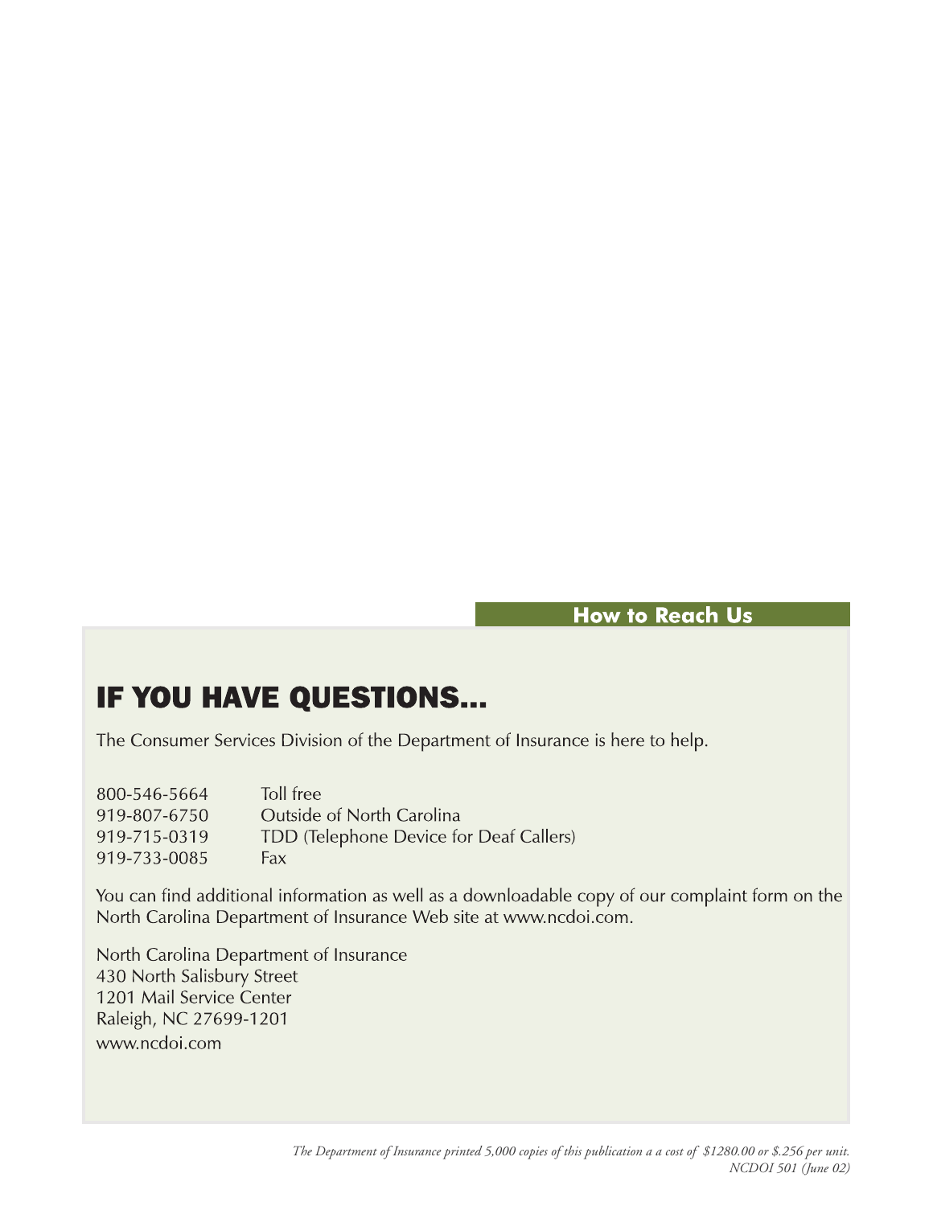## How to Reach Us

# IF YOU HAVE QUESTIONS...

The Consumer Services Division of the Department of Insurance is here to help.

| | |
|---|---|
| 800-546-5664 | Toll free |
| 919-807-6750 | Outside of North Carolina |
| 919-715-0319 | TDD (Telephone Device for Deaf Callers) |
| 919-733-0085 | Fax |

You can find additional information as well as a downloadable copy of our complaint form on the North Carolina Department of Insurance Web site at www.ncdoi.com.

North Carolina Department of Insurance
430 North Salisbury Street
1201 Mail Service Center
Raleigh, NC 27699-1201
www.ncdoi.com

*The Department of Insurance printed 5,000 copies of this publication a a cost of $1280.00 or $.256 per unit.*
*NCDOI 501 (June 02)*